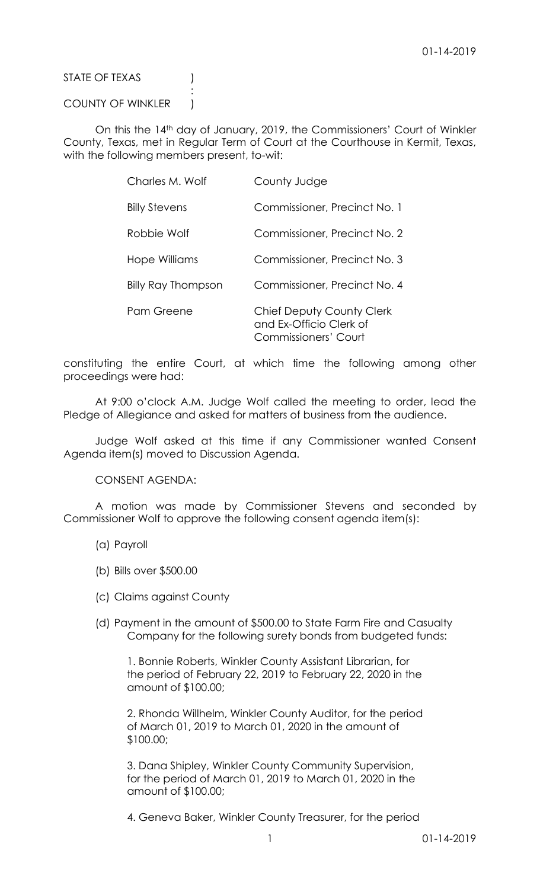STATE OF TEXAS )
:
COUNTY OF WINKLER )

On this the 14th day of January, 2019, the Commissioners' Court of Winkler County, Texas, met in Regular Term of Court at the Courthouse in Kermit, Texas, with the following members present, to-wit:

| | |
|---|---|
| Charles M. Wolf | County Judge |
| Billy Stevens | Commissioner, Precinct No. 1 |
| Robbie Wolf | Commissioner, Precinct No. 2 |
| Hope Williams | Commissioner, Precinct No. 3 |
| Billy Ray Thompson | Commissioner, Precinct No. 4 |
| Pam Greene | Chief Deputy County Clerk and Ex-Officio Clerk of Commissioners' Court |

constituting the entire Court, at which time the following among other proceedings were had:

At 9:00 o'clock A.M. Judge Wolf called the meeting to order, lead the Pledge of Allegiance and asked for matters of business from the audience.

Judge Wolf asked at this time if any Commissioner wanted Consent Agenda item(s) moved to Discussion Agenda.

CONSENT AGENDA:

A motion was made by Commissioner Stevens and seconded by Commissioner Wolf to approve the following consent agenda item(s):

(a) Payroll

(b) Bills over $500.00

(c) Claims against County

(d) Payment in the amount of $500.00 to State Farm Fire and Casualty Company for the following surety bonds from budgeted funds:

1. Bonnie Roberts, Winkler County Assistant Librarian, for the period of February 22, 2019 to February 22, 2020 in the amount of $100.00;

2. Rhonda Willhelm, Winkler County Auditor, for the period of March 01, 2019 to March 01, 2020 in the amount of $100.00;

3. Dana Shipley, Winkler County Community Supervision, for the period of March 01, 2019 to March 01, 2020 in the amount of $100.00;

4. Geneva Baker, Winkler County Treasurer, for the period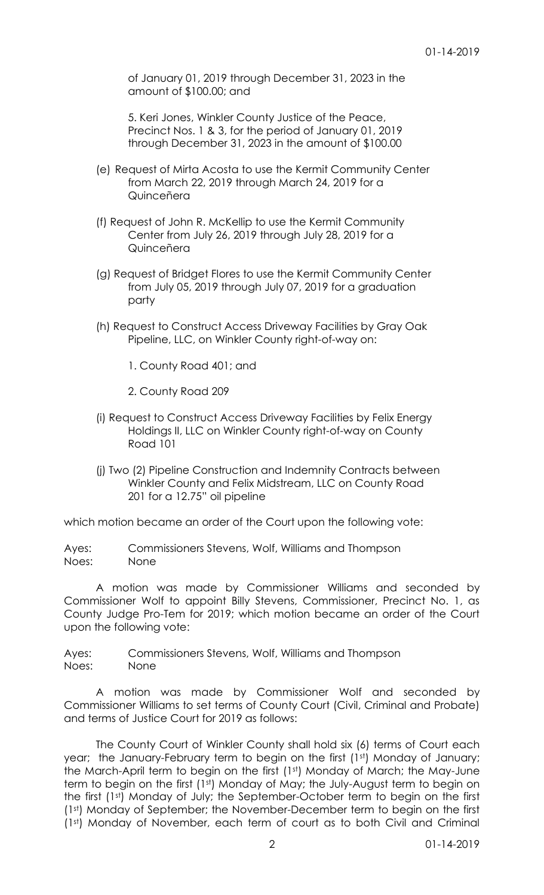of January 01, 2019 through December 31, 2023 in the amount of $100.00; and

5. Keri Jones, Winkler County Justice of the Peace, Precinct Nos. 1 & 3, for the period of January 01, 2019 through December 31, 2023 in the amount of $100.00

(e) Request of Mirta Acosta to use the Kermit Community Center from March 22, 2019 through March 24, 2019 for a Quinceñera

(f) Request of John R. McKellip to use the Kermit Community Center from July 26, 2019 through July 28, 2019 for a Quinceñera

(g) Request of Bridget Flores to use the Kermit Community Center from July 05, 2019 through July 07, 2019 for a graduation party

(h) Request to Construct Access Driveway Facilities by Gray Oak Pipeline, LLC, on Winkler County right-of-way on:

1. County Road 401; and

2. County Road 209

(i) Request to Construct Access Driveway Facilities by Felix Energy Holdings II, LLC on Winkler County right-of-way on County Road 101

(j) Two (2) Pipeline Construction and Indemnity Contracts between Winkler County and Felix Midstream, LLC on County Road 201 for a 12.75" oil pipeline

which motion became an order of the Court upon the following vote:

Ayes: Commissioners Stevens, Wolf, Williams and Thompson
Noes: None

A motion was made by Commissioner Williams and seconded by Commissioner Wolf to appoint Billy Stevens, Commissioner, Precinct No. 1, as County Judge Pro-Tem for 2019; which motion became an order of the Court upon the following vote:

Ayes: Commissioners Stevens, Wolf, Williams and Thompson
Noes: None

A motion was made by Commissioner Wolf and seconded by Commissioner Williams to set terms of County Court (Civil, Criminal and Probate) and terms of Justice Court for 2019 as follows:

The County Court of Winkler County shall hold six (6) terms of Court each year; the January-February term to begin on the first (1st) Monday of January; the March-April term to begin on the first (1st) Monday of March; the May-June term to begin on the first (1st) Monday of May; the July-August term to begin on the first (1st) Monday of July; the September-October term to begin on the first (1st) Monday of September; the November-December term to begin on the first (1st) Monday of November, each term of court as to both Civil and Criminal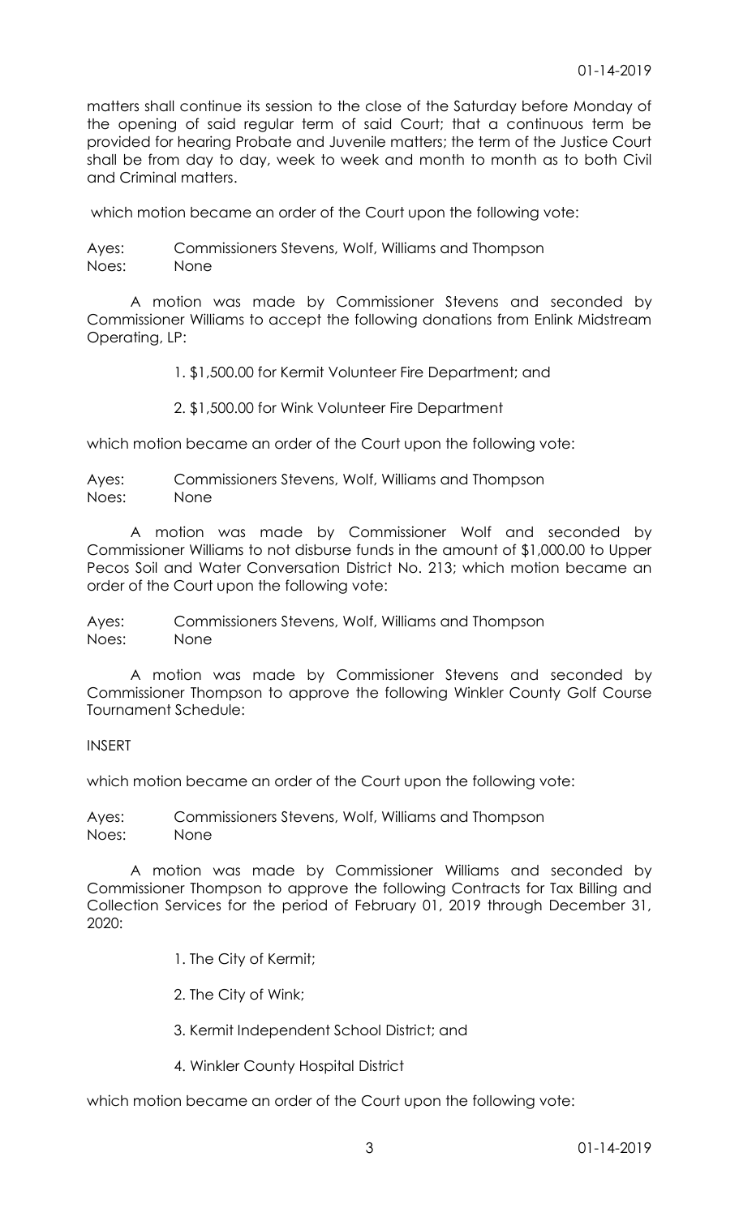matters shall continue its session to the close of the Saturday before Monday of the opening of said regular term of said Court; that a continuous term be provided for hearing Probate and Juvenile matters; the term of the Justice Court shall be from day to day, week to week and month to month as to both Civil and Criminal matters.

which motion became an order of the Court upon the following vote:

Ayes: Commissioners Stevens, Wolf, Williams and Thompson
Noes: None

A motion was made by Commissioner Stevens and seconded by Commissioner Williams to accept the following donations from Enlink Midstream Operating, LP:

1. $1,500.00 for Kermit Volunteer Fire Department; and

2. $1,500.00 for Wink Volunteer Fire Department

which motion became an order of the Court upon the following vote:

Ayes: Commissioners Stevens, Wolf, Williams and Thompson
Noes: None

A motion was made by Commissioner Wolf and seconded by Commissioner Williams to not disburse funds in the amount of $1,000.00 to Upper Pecos Soil and Water Conversation District No. 213; which motion became an order of the Court upon the following vote:

Ayes: Commissioners Stevens, Wolf, Williams and Thompson
Noes: None

A motion was made by Commissioner Stevens and seconded by Commissioner Thompson to approve the following Winkler County Golf Course Tournament Schedule:

INSERT

which motion became an order of the Court upon the following vote:

Ayes: Commissioners Stevens, Wolf, Williams and Thompson
Noes: None

A motion was made by Commissioner Williams and seconded by Commissioner Thompson to approve the following Contracts for Tax Billing and Collection Services for the period of February 01, 2019 through December 31, 2020:

1. The City of Kermit;

2. The City of Wink;

3. Kermit Independent School District; and

4. Winkler County Hospital District

which motion became an order of the Court upon the following vote: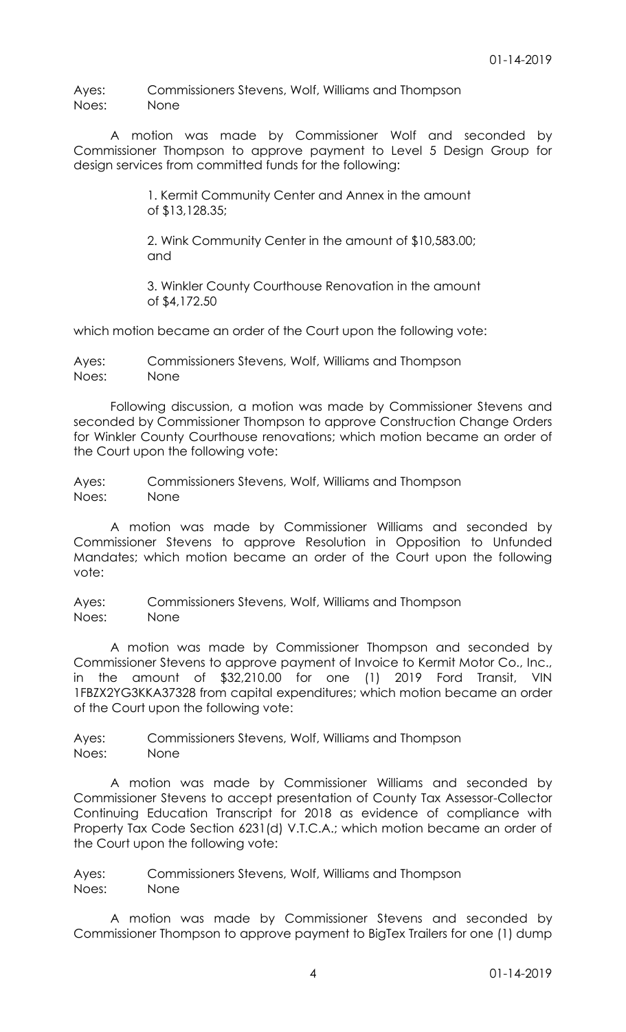Ayes: Commissioners Stevens, Wolf, Williams and Thompson
Noes: None

A motion was made by Commissioner Wolf and seconded by Commissioner Thompson to approve payment to Level 5 Design Group for design services from committed funds for the following:

1. Kermit Community Center and Annex in the amount of $13,128.35;

2. Wink Community Center in the amount of $10,583.00; and

3. Winkler County Courthouse Renovation in the amount of $4,172.50

which motion became an order of the Court upon the following vote:

Ayes: Commissioners Stevens, Wolf, Williams and Thompson
Noes: None

Following discussion, a motion was made by Commissioner Stevens and seconded by Commissioner Thompson to approve Construction Change Orders for Winkler County Courthouse renovations; which motion became an order of the Court upon the following vote:

Ayes: Commissioners Stevens, Wolf, Williams and Thompson
Noes: None

A motion was made by Commissioner Williams and seconded by Commissioner Stevens to approve Resolution in Opposition to Unfunded Mandates; which motion became an order of the Court upon the following vote:

Ayes: Commissioners Stevens, Wolf, Williams and Thompson
Noes: None

A motion was made by Commissioner Thompson and seconded by Commissioner Stevens to approve payment of Invoice to Kermit Motor Co., Inc., in the amount of $32,210.00 for one (1) 2019 Ford Transit, VIN 1FBZX2YG3KKA37328 from capital expenditures; which motion became an order of the Court upon the following vote:

Ayes: Commissioners Stevens, Wolf, Williams and Thompson
Noes: None

A motion was made by Commissioner Williams and seconded by Commissioner Stevens to accept presentation of County Tax Assessor-Collector Continuing Education Transcript for 2018 as evidence of compliance with Property Tax Code Section 6231(d) V.T.C.A.; which motion became an order of the Court upon the following vote:

Ayes: Commissioners Stevens, Wolf, Williams and Thompson
Noes: None

A motion was made by Commissioner Stevens and seconded by Commissioner Thompson to approve payment to BigTex Trailers for one (1) dump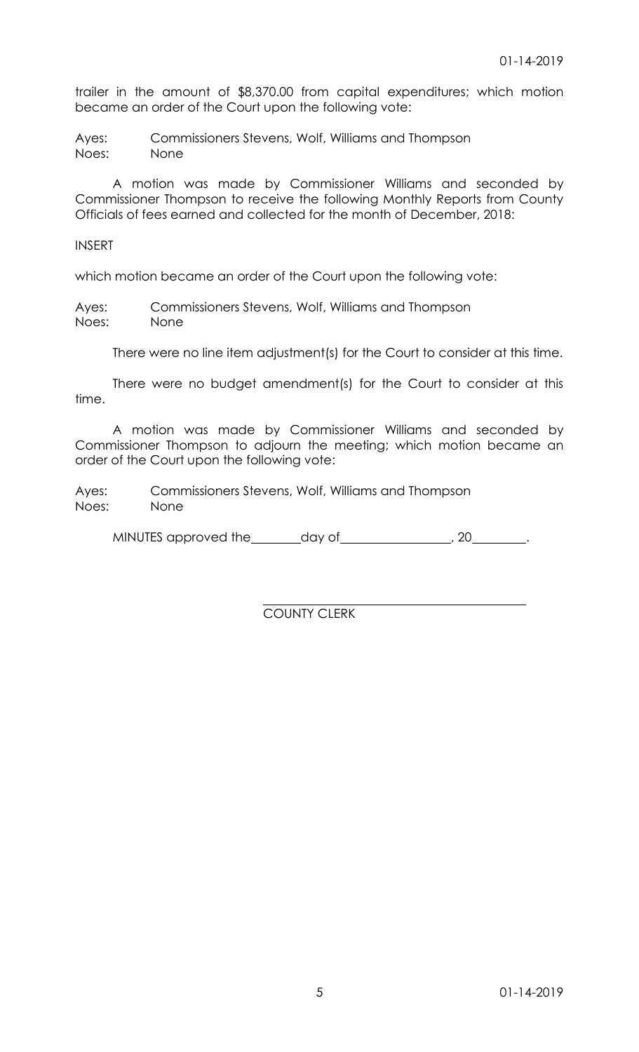trailer in the amount of $8,370.00 from capital expenditures; which motion became an order of the Court upon the following vote:

Ayes: Commissioners Stevens, Wolf, Williams and Thompson
Noes: None

A motion was made by Commissioner Williams and seconded by Commissioner Thompson to receive the following Monthly Reports from County Officials of fees earned and collected for the month of December, 2018:

INSERT

which motion became an order of the Court upon the following vote:

Ayes: Commissioners Stevens, Wolf, Williams and Thompson
Noes: None

There were no line item adjustment(s) for the Court to consider at this time.

There were no budget amendment(s) for the Court to consider at this time.

A motion was made by Commissioner Williams and seconded by Commissioner Thompson to adjourn the meeting; which motion became an order of the Court upon the following vote:

Ayes: Commissioners Stevens, Wolf, Williams and Thompson
Noes: None

MINUTES approved the ________ day of ________________, 20________.

______________________________
COUNTY CLERK